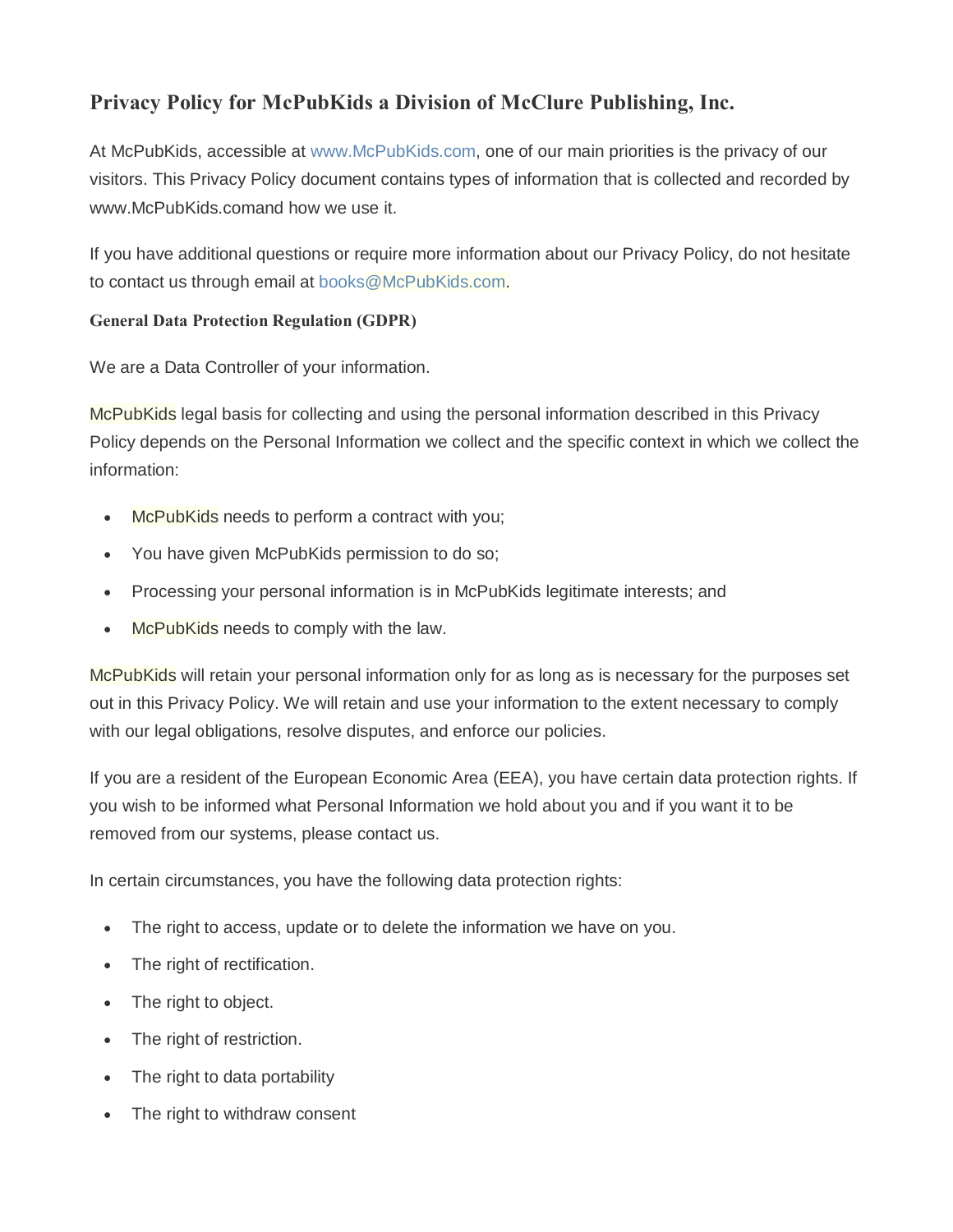# Privacy Policy for McPubKids a Division of McClure Publishing, Inc.

At McPubKids, accessible at www.McPubKids.com, one of our main priorities is the privacy of our visitors. This Privacy Policy document contains types of information that is collected and recorded by www.McPubKids.comand how we use it.

If you have additional questions or require more information about our Privacy Policy, do not hesitate to contact us through email at books@McPubKids.com.

### General Data Protection Regulation (GDPR)

We are a Data Controller of your information.

McPubKids legal basis for collecting and using the personal information described in this Privacy Policy depends on the Personal Information we collect and the specific context in which we collect the information:

- McPubKids needs to perform a contract with you;
- You have given McPubKids permission to do so;
- Processing your personal information is in McPubKids legitimate interests; and
- McPubKids needs to comply with the law.

McPubKids will retain your personal information only for as long as is necessary for the purposes set out in this Privacy Policy. We will retain and use your information to the extent necessary to comply with our legal obligations, resolve disputes, and enforce our policies.

If you are a resident of the European Economic Area (EEA), you have certain data protection rights. If you wish to be informed what Personal Information we hold about you and if you want it to be removed from our systems, please contact us.

In certain circumstances, you have the following data protection rights:

- The right to access, update or to delete the information we have on you.
- The right of rectification.
- The right to object.
- The right of restriction.
- The right to data portability
- The right to withdraw consent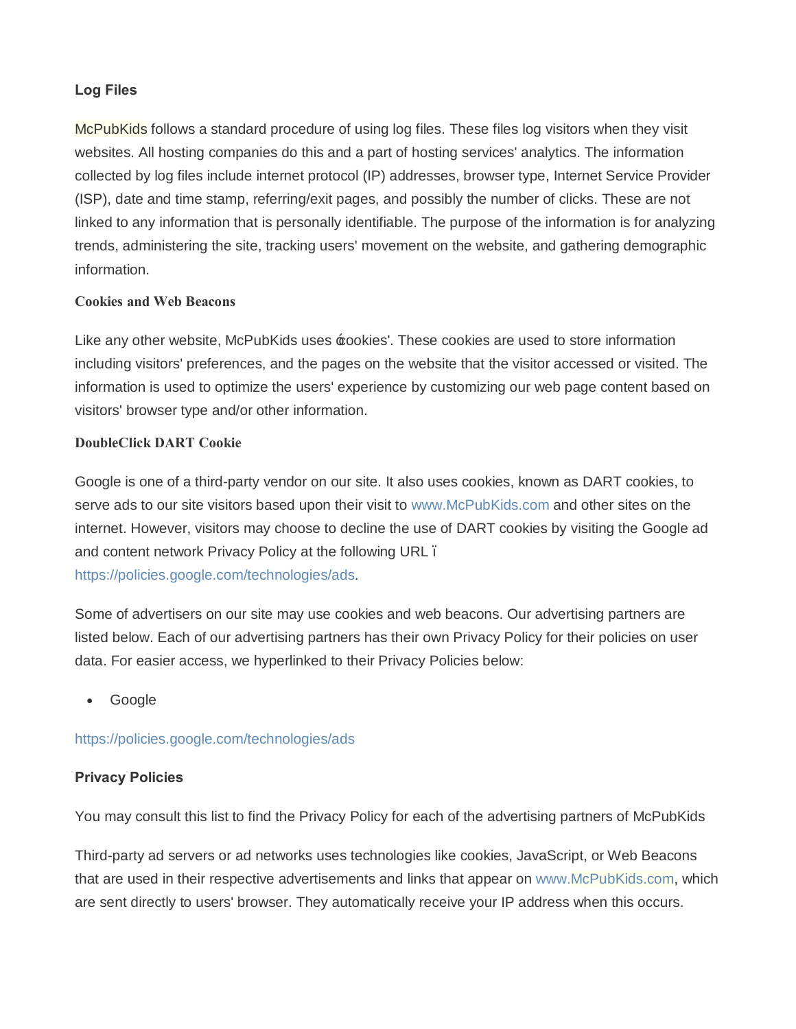**Log Files**

McPubKids follows a standard procedure of using log files. These files log visitors when they visit websites. All hosting companies do this and a part of hosting services' analytics. The information collected by log files include internet protocol (IP) addresses, browser type, Internet Service Provider (ISP), date and time stamp, referring/exit pages, and possibly the number of clicks. These are not linked to any information that is personally identifiable. The purpose of the information is for analyzing trends, administering the site, tracking users' movement on the website, and gathering demographic information.

**Cookies and Web Beacons**

Like any other website, McPubKids uses 'cookies'. These cookies are used to store information including visitors' preferences, and the pages on the website that the visitor accessed or visited. The information is used to optimize the users' experience by customizing our web page content based on visitors' browser type and/or other information.

**DoubleClick DART Cookie**

Google is one of a third-party vendor on our site. It also uses cookies, known as DART cookies, to serve ads to our site visitors based upon their visit to www.McPubKids.com and other sites on the internet. However, visitors may choose to decline the use of DART cookies by visiting the Google ad and content network Privacy Policy at the following URL – https://policies.google.com/technologies/ads.

Some of advertisers on our site may use cookies and web beacons. Our advertising partners are listed below. Each of our advertising partners has their own Privacy Policy for their policies on user data. For easier access, we hyperlinked to their Privacy Policies below:

- Google

https://policies.google.com/technologies/ads

**Privacy Policies**

You may consult this list to find the Privacy Policy for each of the advertising partners of McPubKids

Third-party ad servers or ad networks uses technologies like cookies, JavaScript, or Web Beacons that are used in their respective advertisements and links that appear on www.McPubKids.com, which are sent directly to users' browser. They automatically receive your IP address when this occurs.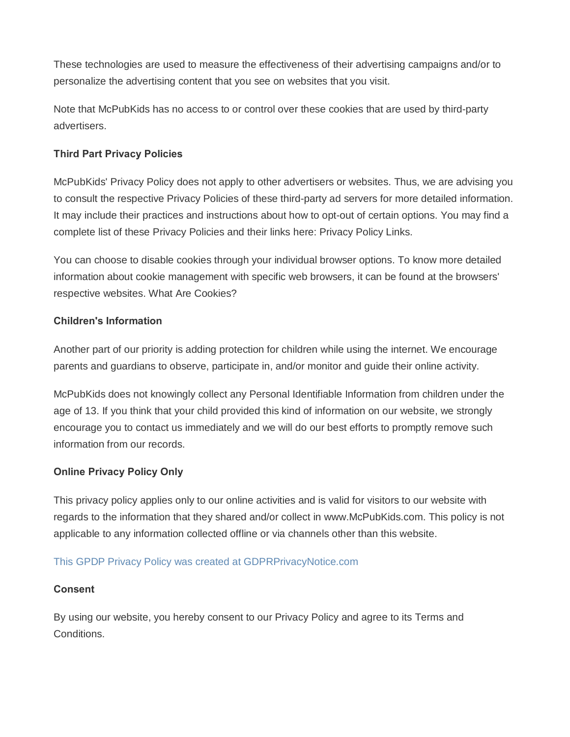These technologies are used to measure the effectiveness of their advertising campaigns and/or to personalize the advertising content that you see on websites that you visit.

Note that McPubKids has no access to or control over these cookies that are used by third-party advertisers.

**Third Part Privacy Policies**

McPubKids' Privacy Policy does not apply to other advertisers or websites. Thus, we are advising you to consult the respective Privacy Policies of these third-party ad servers for more detailed information. It may include their practices and instructions about how to opt-out of certain options. You may find a complete list of these Privacy Policies and their links here: Privacy Policy Links.

You can choose to disable cookies through your individual browser options. To know more detailed information about cookie management with specific web browsers, it can be found at the browsers' respective websites. What Are Cookies?

**Children's Information**

Another part of our priority is adding protection for children while using the internet. We encourage parents and guardians to observe, participate in, and/or monitor and guide their online activity.

McPubKids does not knowingly collect any Personal Identifiable Information from children under the age of 13. If you think that your child provided this kind of information on our website, we strongly encourage you to contact us immediately and we will do our best efforts to promptly remove such information from our records.

**Online Privacy Policy Only**

This privacy policy applies only to our online activities and is valid for visitors to our website with regards to the information that they shared and/or collect in www.McPubKids.com. This policy is not applicable to any information collected offline or via channels other than this website.

This GPDP Privacy Policy was created at GDPRPrivacyNotice.com

**Consent**

By using our website, you hereby consent to our Privacy Policy and agree to its Terms and Conditions.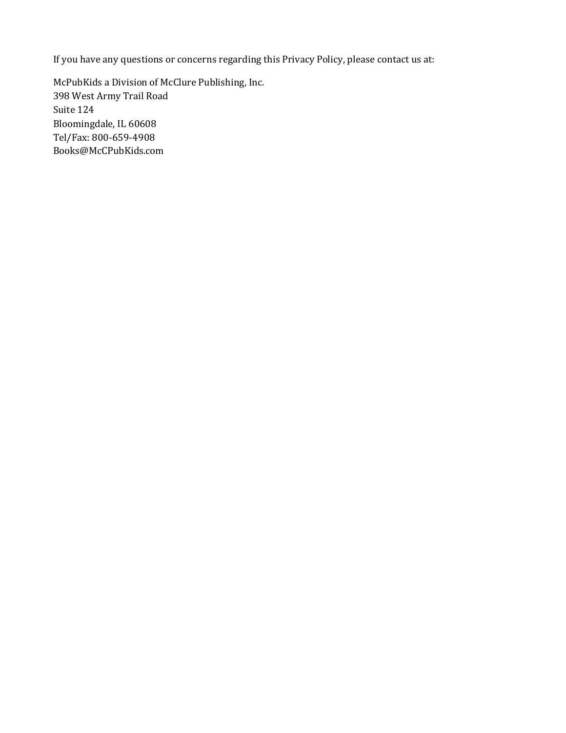If you have any questions or concerns regarding this Privacy Policy, please contact us at:

McPubKids a Division of McClure Publishing, Inc.
398 West Army Trail Road
Suite 124
Bloomingdale, IL 60608
Tel/Fax: 800-659-4908
Books@McCPubKids.com